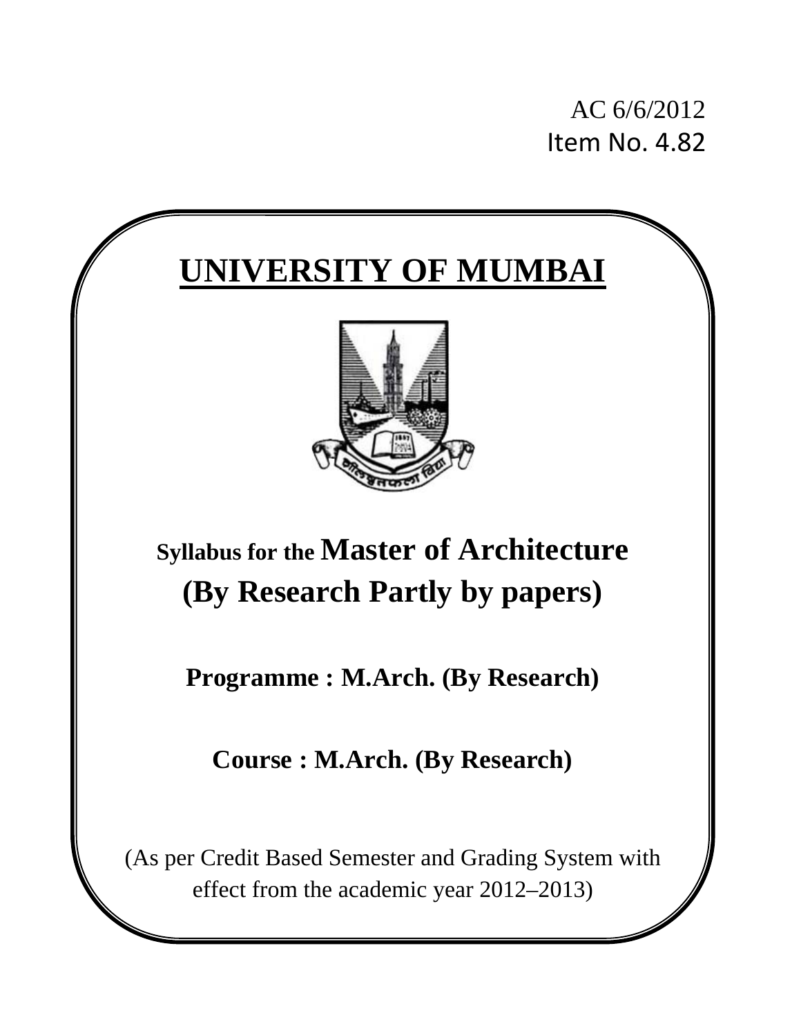AC 6/6/2012
Item No. 4.82

# UNIVERSITY OF MUMBAI

## Syllabus for the Master of Architecture (By Research Partly by papers)

**Programme : M.Arch. (By Research)**

**Course : M.Arch. (By Research)**

(As per Credit Based Semester and Grading System with effect from the academic year 2012–2013)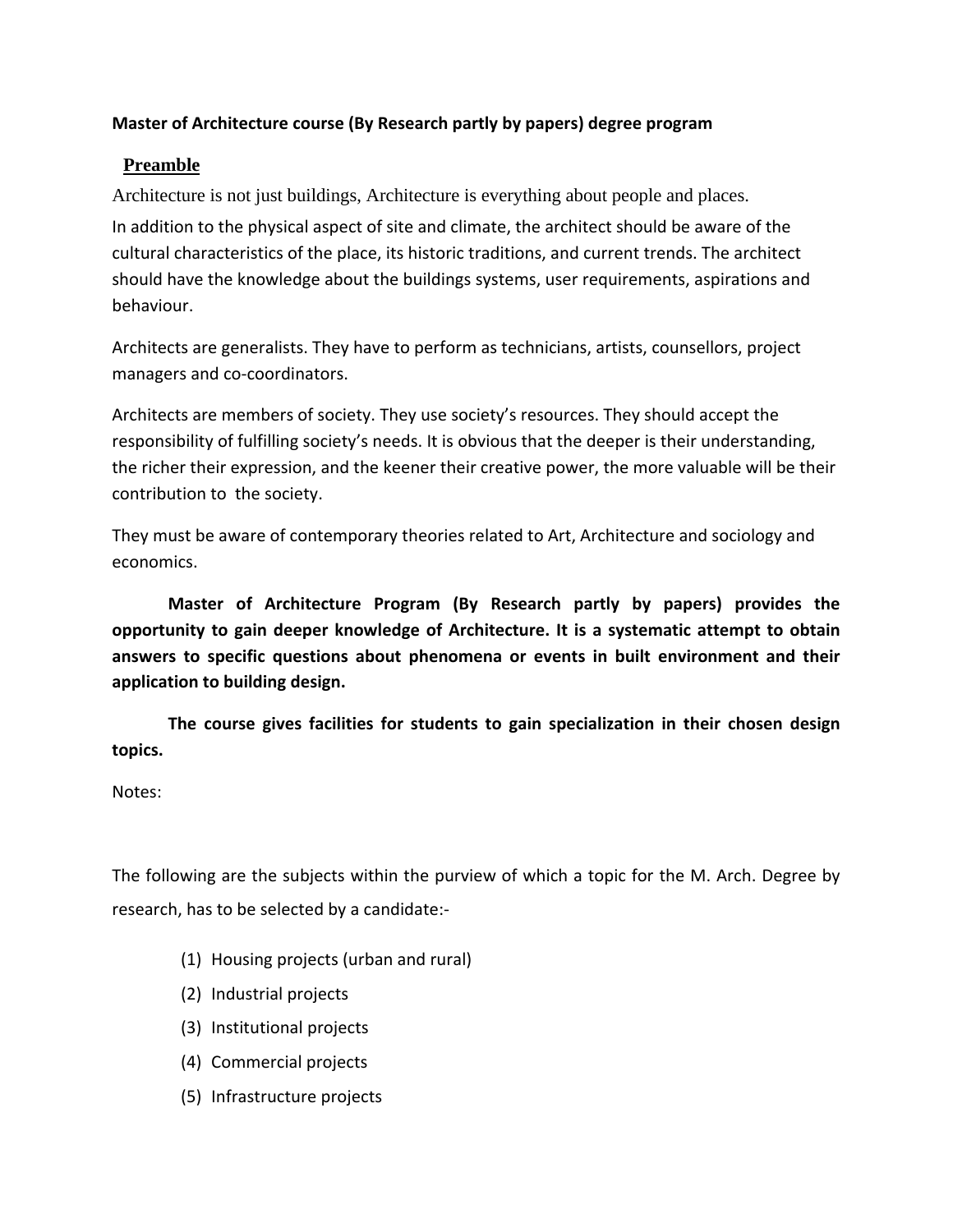**Master of Architecture course (By Research partly by papers) degree program**

## Preamble

Architecture is not just buildings, Architecture is everything about people and places.

In addition to the physical aspect of site and climate, the architect should be aware of the cultural characteristics of the place, its historic traditions, and current trends. The architect should have the knowledge about the buildings systems, user requirements, aspirations and behaviour.

Architects are generalists. They have to perform as technicians, artists, counsellors, project managers and co-coordinators.

Architects are members of society. They use society's resources. They should accept the responsibility of fulfilling society's needs. It is obvious that the deeper is their understanding, the richer their expression, and the keener their creative power, the more valuable will be their contribution to the society.

They must be aware of contemporary theories related to Art, Architecture and sociology and economics.

**Master of Architecture Program (By Research partly by papers) provides the opportunity to gain deeper knowledge of Architecture. It is a systematic attempt to obtain answers to specific questions about phenomena or events in built environment and their application to building design.**

**The course gives facilities for students to gain specialization in their chosen design topics.**

Notes:

The following are the subjects within the purview of which a topic for the M. Arch. Degree by research, has to be selected by a candidate:-

(1) Housing projects (urban and rural)
(2) Industrial projects
(3) Institutional projects
(4) Commercial projects
(5) Infrastructure projects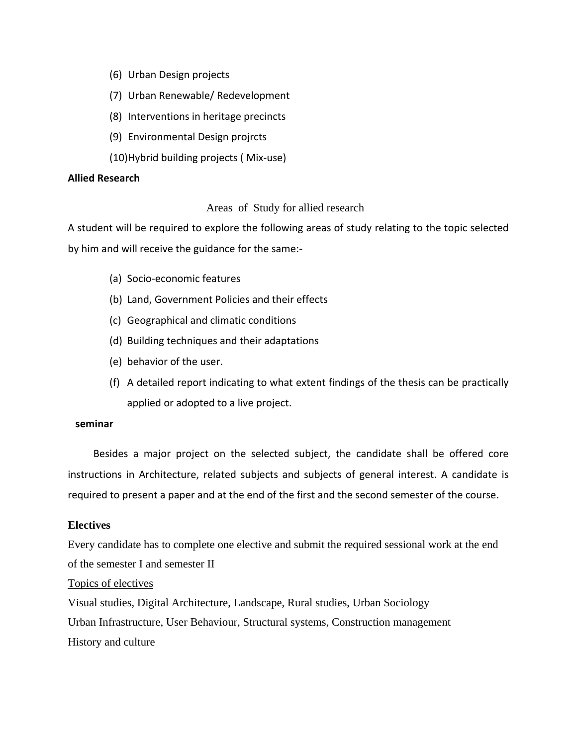(6) Urban Design projects

(7) Urban Renewable/ Redevelopment

(8) Interventions in heritage precincts

(9) Environmental Design projrcts

(10)Hybrid building projects ( Mix-use)

**Allied Research**

Areas of Study for allied research

A student will be required to explore the following areas of study relating to the topic selected by him and will receive the guidance for the same:-

(a) Socio-economic features
(b) Land, Government Policies and their effects
(c) Geographical and climatic conditions
(d) Building techniques and their adaptations
(e) behavior of the user.
(f) A detailed report indicating to what extent findings of the thesis can be practically applied or adopted to a live project.

**seminar**

Besides a major project on the selected subject, the candidate shall be offered core instructions in Architecture, related subjects and subjects of general interest. A candidate is required to present a paper and at the end of the first and the second semester of the course.

**Electives**

Every candidate has to complete one elective and submit the required sessional work at the end of the semester I and semester II

Topics of electives

Visual studies, Digital Architecture, Landscape, Rural studies, Urban Sociology

Urban Infrastructure, User Behaviour, Structural systems, Construction management

History and culture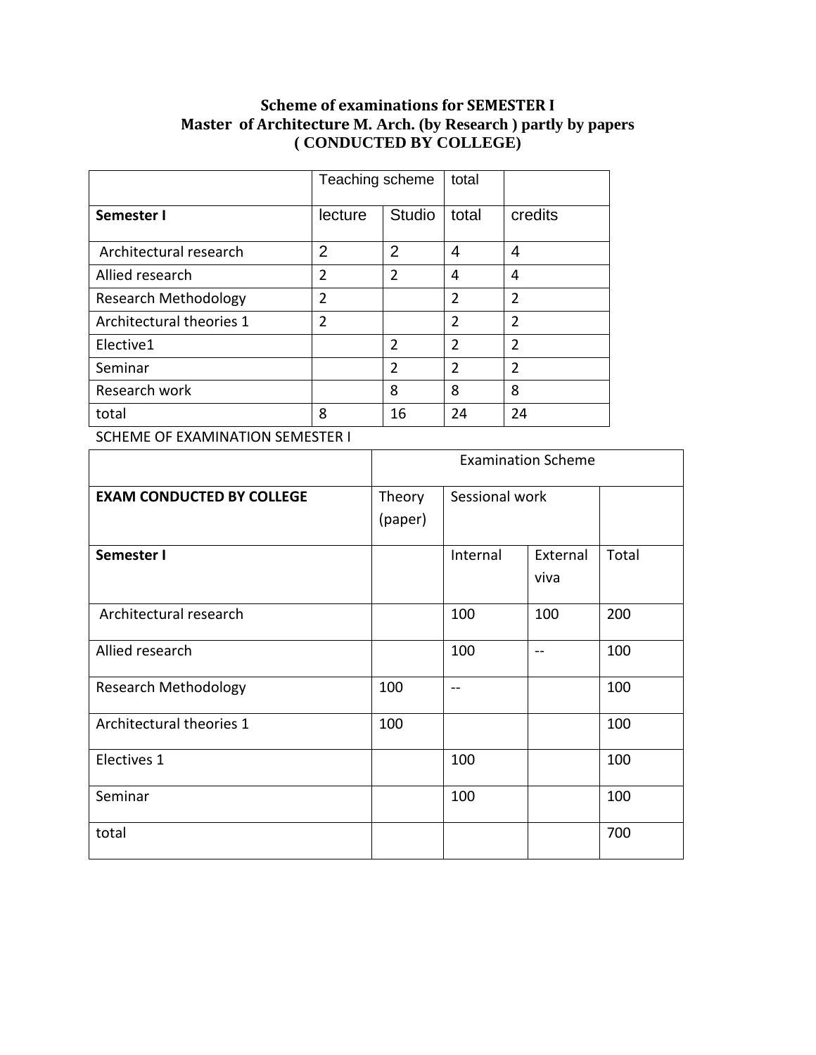**Scheme of examinations for SEMESTER I**
**Master of Architecture M. Arch. (by Research ) partly by papers**
**( CONDUCTED BY COLLEGE)**

| | Teaching scheme | | total | |
|---|---|---|---|---|
| **Semester I** | lecture | Studio | total | credits |
| Architectural research | 2 | 2 | 4 | 4 |
| Allied research | 2 | 2 | 4 | 4 |
| Research Methodology | 2 | | 2 | 2 |
| Architectural theories 1 | 2 | | 2 | 2 |
| Elective1 | | 2 | 2 | 2 |
| Seminar | | 2 | 2 | 2 |
| Research work | | 8 | 8 | 8 |
| total | 8 | 16 | 24 | 24 |

SCHEME OF EXAMINATION SEMESTER I

| | Examination Scheme | | | |
|---|---|---|---|---|
| **EXAM CONDUCTED BY COLLEGE** | Theory (paper) | Sessional work | | |
| **Semester I** | | Internal | External viva | Total |
| Architectural research | | 100 | 100 | 200 |
| Allied research | | 100 | -- | 100 |
| Research Methodology | 100 | -- | | 100 |
| Architectural theories 1 | 100 | | | 100 |
| Electives 1 | | 100 | | 100 |
| Seminar | | 100 | | 100 |
| total | | | | 700 |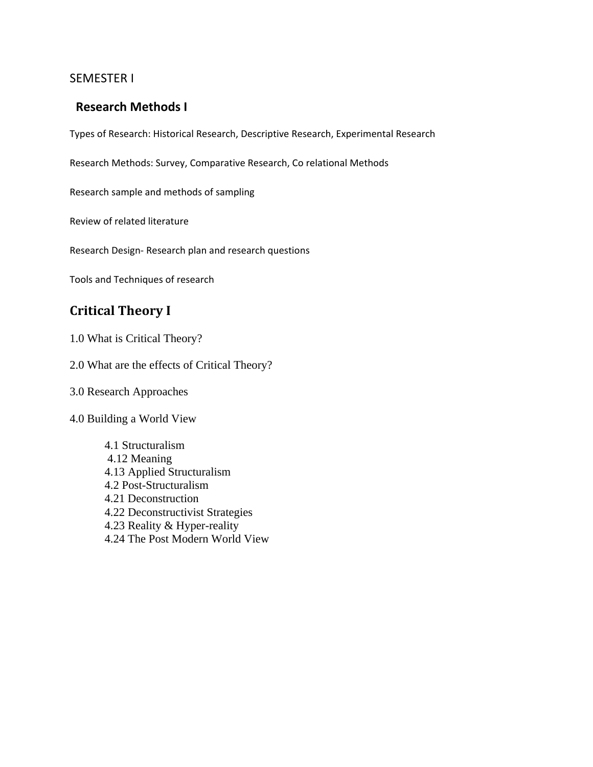SEMESTER I

## Research Methods I

Types of Research: Historical Research, Descriptive Research, Experimental Research

Research Methods: Survey, Comparative Research, Co relational Methods

Research sample and methods of sampling

Review of related literature

Research Design- Research plan and research questions

Tools and Techniques of research

## Critical Theory I

1.0 What is Critical Theory?

2.0 What are the effects of Critical Theory?

3.0 Research Approaches

4.0 Building a World View

- 4.1 Structuralism
- 4.12 Meaning
- 4.13 Applied Structuralism
- 4.2 Post-Structuralism
- 4.21 Deconstruction
- 4.22 Deconstructivist Strategies
- 4.23 Reality & Hyper-reality
- 4.24 The Post Modern World View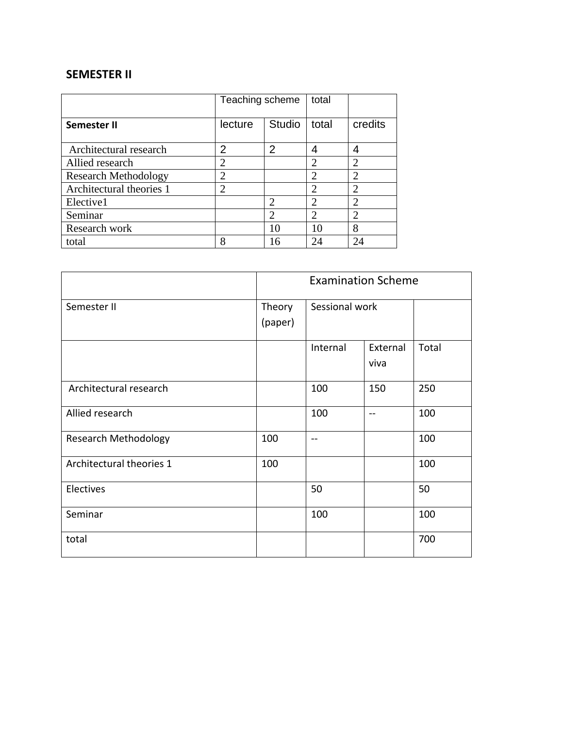## SEMESTER II

| | Teaching scheme | | total | |
|---|---|---|---|---|
| **Semester II** | lecture | Studio | total | credits |
| Architectural research | 2 | 2 | 4 | 4 |
| Allied research | 2 | | 2 | 2 |
| Research Methodology | 2 | | 2 | 2 |
| Architectural theories 1 | 2 | | 2 | 2 |
| Elective1 | | 2 | 2 | 2 |
| Seminar | | 2 | 2 | 2 |
| Research work | | 10 | 10 | 8 |
| total | 8 | 16 | 24 | 24 |

| | Examination Scheme | | | |
|---|---|---|---|---|
| Semester II | Theory (paper) | Sessional work | | |
| | | Internal | External viva | Total |
| Architectural research | | 100 | 150 | 250 |
| Allied research | | 100 | -- | 100 |
| Research Methodology | 100 | -- | | 100 |
| Architectural theories 1 | 100 | | | 100 |
| Electives | | 50 | | 50 |
| Seminar | | 100 | | 100 |
| total | | | | 700 |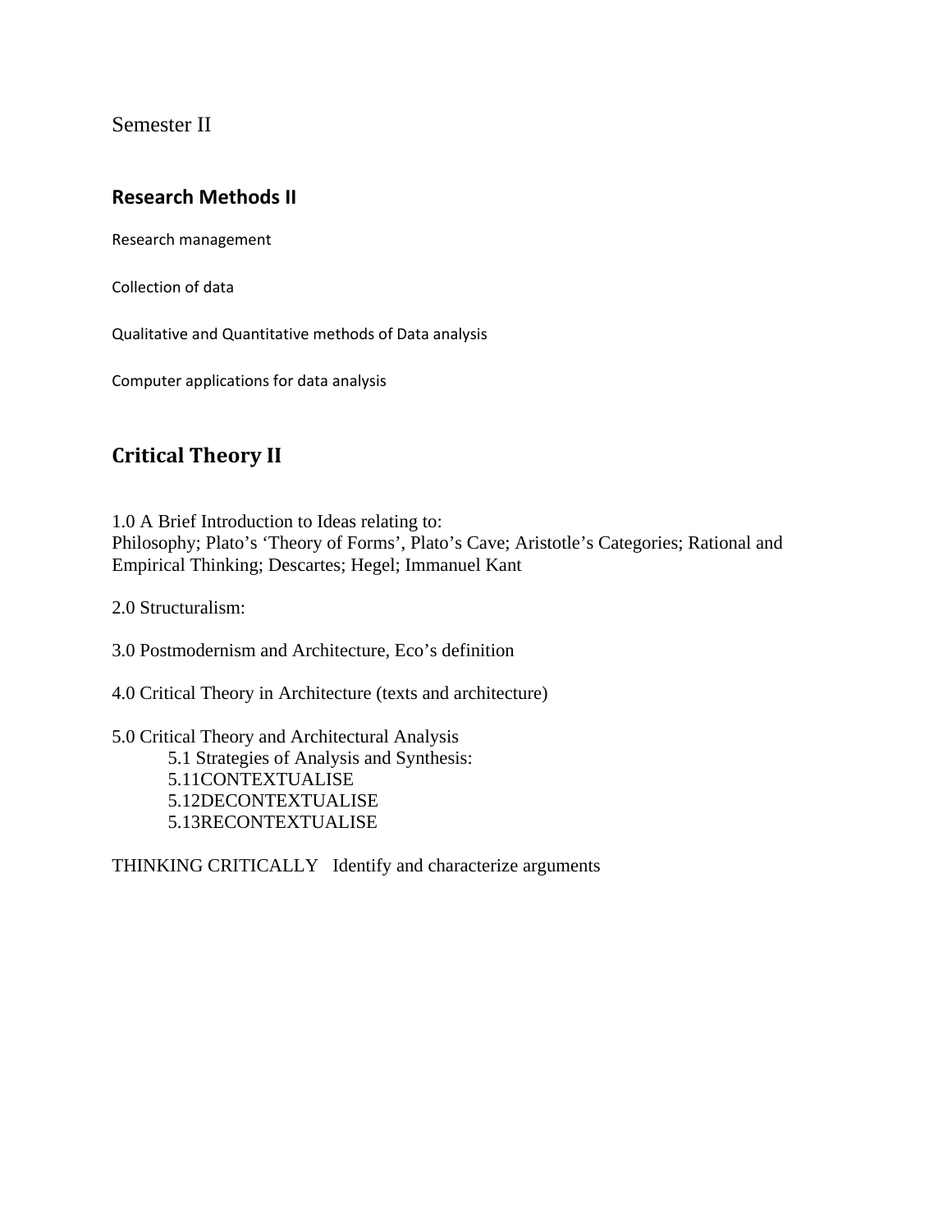Semester II

## Research Methods II

Research management

Collection of data

Qualitative and Quantitative methods of Data analysis

Computer applications for data analysis

## Critical Theory II

1.0 A Brief Introduction to Ideas relating to:
Philosophy; Plato's 'Theory of Forms', Plato's Cave; Aristotle's Categories; Rational and Empirical Thinking; Descartes; Hegel; Immanuel Kant

2.0 Structuralism:

3.0 Postmodernism and Architecture, Eco's definition

4.0 Critical Theory in Architecture (texts and architecture)

5.0 Critical Theory and Architectural Analysis
- 5.1 Strategies of Analysis and Synthesis:
- 5.11CONTEXTUALISE
- 5.12DECONTEXTUALISE
- 5.13RECONTEXTUALISE

THINKING CRITICALLY   Identify and characterize arguments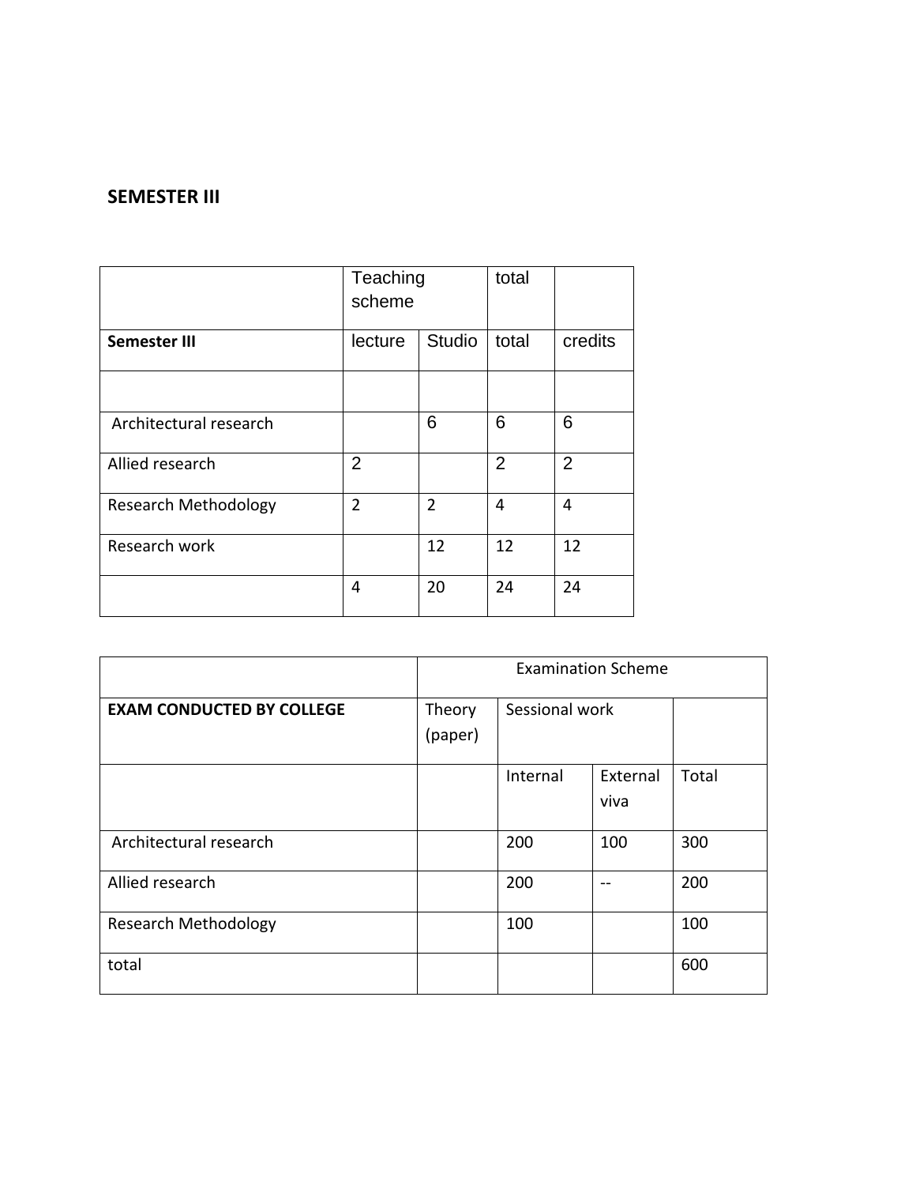**SEMESTER III**

| | Teaching scheme | | total | |
|---|---|---|---|---|
| **Semester III** | lecture | Studio | total | credits |
| | | | | |
| Architectural research | | 6 | 6 | 6 |
| Allied research | 2 | | 2 | 2 |
| Research Methodology | 2 | 2 | 4 | 4 |
| Research work | | 12 | 12 | 12 |
| | 4 | 20 | 24 | 24 |

| | Examination Scheme | | | |
|---|---|---|---|---|
| **EXAM CONDUCTED BY COLLEGE** | Theory (paper) | Sessional work | | |
| | | Internal | External viva | Total |
| Architectural research | | 200 | 100 | 300 |
| Allied research | | 200 | -- | 200 |
| Research Methodology | | 100 | | 100 |
| total | | | | 600 |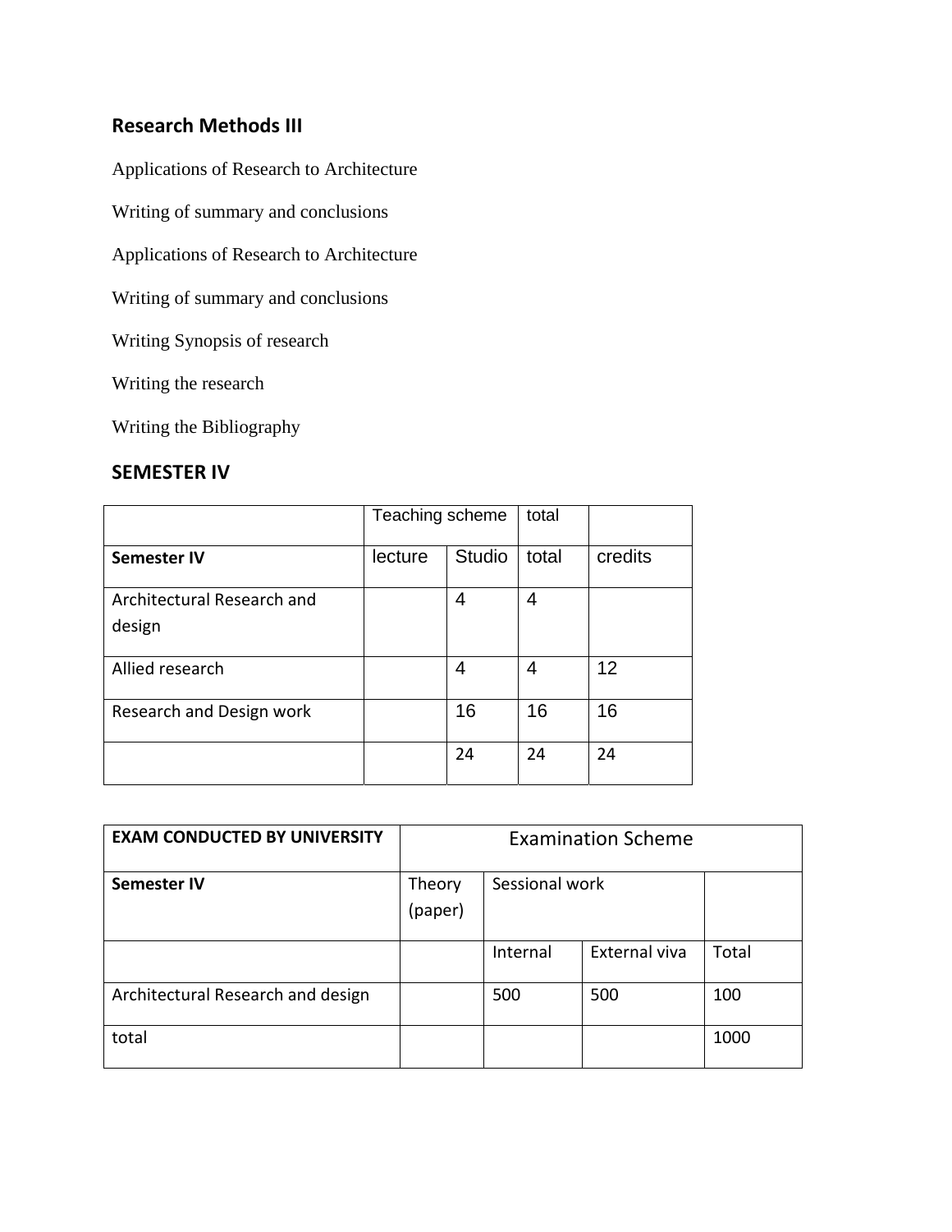## Research Methods III

Applications of Research to Architecture

Writing of summary and conclusions

Applications of Research to Architecture

Writing of summary and conclusions

Writing Synopsis of research

Writing the research

Writing the Bibliography

## SEMESTER IV

| | Teaching scheme | | total | |
|---|---|---|---|---|
| **Semester IV** | lecture | Studio | total | credits |
| Architectural Research and design | | 4 | 4 | |
| Allied research | | 4 | 4 | 12 |
| Research and Design work | | 16 | 16 | 16 |
| | | 24 | 24 | 24 |

| **EXAM CONDUCTED BY UNIVERSITY** | Examination Scheme | | | |
|---|---|---|---|---|
| **Semester IV** | Theory (paper) | Sessional work | | |
| | | Internal | External viva | Total |
| Architectural Research and design | | 500 | 500 | 100 |
| total | | | | 1000 |